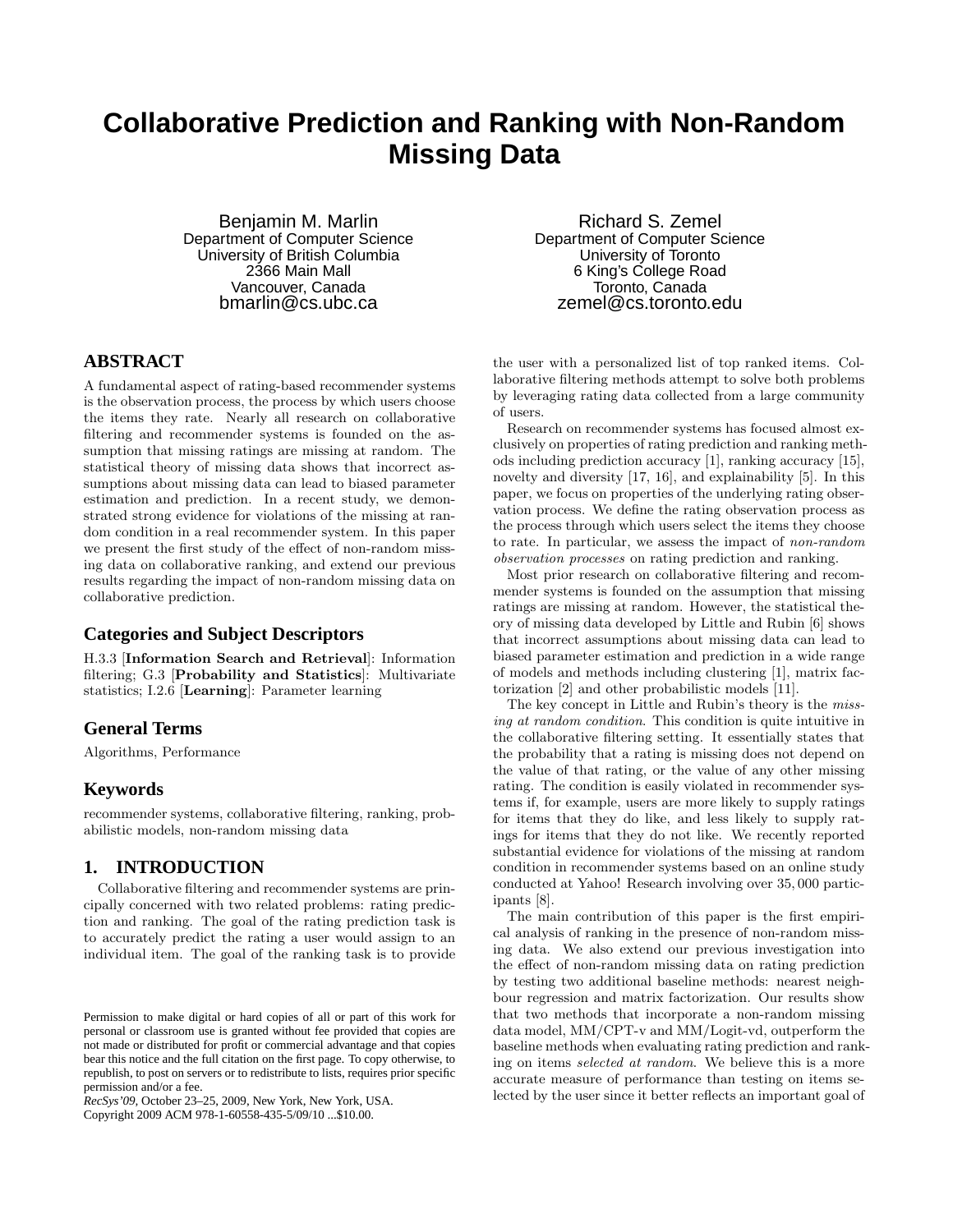# Collaborative Prediction and Ranking with Non-Random Missing Data

Benjamin M. Marlin
Department of Computer Science
University of British Columbia
2366 Main Mall
Vancouver, Canada
bmarlin@cs.ubc.ca

Richard S. Zemel
Department of Computer Science
University of Toronto
6 King's College Road
Toronto, Canada
zemel@cs.toronto.edu

## ABSTRACT

A fundamental aspect of rating-based recommender systems is the observation process, the process by which users choose the items they rate. Nearly all research on collaborative filtering and recommender systems is founded on the assumption that missing ratings are missing at random. The statistical theory of missing data shows that incorrect assumptions about missing data can lead to biased parameter estimation and prediction. In a recent study, we demonstrated strong evidence for violations of the missing at random condition in a real recommender system. In this paper we present the first study of the effect of non-random missing data on collaborative ranking, and extend our previous results regarding the impact of non-random missing data on collaborative prediction.

### Categories and Subject Descriptors

H.3.3 [**Information Search and Retrieval**]: Information filtering; G.3 [**Probability and Statistics**]: Multivariate statistics; I.2.6 [**Learning**]: Parameter learning

### General Terms

Algorithms, Performance

### Keywords

recommender systems, collaborative filtering, ranking, probabilistic models, non-random missing data

## 1. INTRODUCTION

Collaborative filtering and recommender systems are principally concerned with two related problems: rating prediction and ranking. The goal of the rating prediction task is to accurately predict the rating a user would assign to an individual item. The goal of the ranking task is to provide the user with a personalized list of top ranked items. Collaborative filtering methods attempt to solve both problems by leveraging rating data collected from a large community of users.

Research on recommender systems has focused almost exclusively on properties of rating prediction and ranking methods including prediction accuracy [1], ranking accuracy [15], novelty and diversity [17, 16], and explainability [5]. In this paper, we focus on properties of the underlying rating observation process. We define the rating observation process as the process through which users select the items they choose to rate. In particular, we assess the impact of *non-random observation processes* on rating prediction and ranking.

Most prior research on collaborative filtering and recommender systems is founded on the assumption that missing ratings are missing at random. However, the statistical theory of missing data developed by Little and Rubin [6] shows that incorrect assumptions about missing data can lead to biased parameter estimation and prediction in a wide range of models and methods including clustering [1], matrix factorization [2] and other probabilistic models [11].

The key concept in Little and Rubin's theory is the *missing at random condition*. This condition is quite intuitive in the collaborative filtering setting. It essentially states that the probability that a rating is missing does not depend on the value of that rating, or the value of any other missing rating. The condition is easily violated in recommender systems if, for example, users are more likely to supply ratings for items that they do like, and less likely to supply ratings for items that they do not like. We recently reported substantial evidence for violations of the missing at random condition in recommender systems based on an online study conducted at Yahoo! Research involving over 35,000 participants [8].

The main contribution of this paper is the first empirical analysis of ranking in the presence of non-random missing data. We also extend our previous investigation into the effect of non-random missing data on rating prediction by testing two additional baseline methods: nearest neighbour regression and matrix factorization. Our results show that two methods that incorporate a non-random missing data model, MM/CPT-v and MM/Logit-vd, outperform the baseline methods when evaluating rating prediction and ranking on items *selected at random*. We believe this is a more accurate measure of performance than testing on items selected by the user since it better reflects an important goal of

Permission to make digital or hard copies of all or part of this work for personal or classroom use is granted without fee provided that copies are not made or distributed for profit or commercial advantage and that copies bear this notice and the full citation on the first page. To copy otherwise, to republish, to post on servers or to redistribute to lists, requires prior specific permission and/or a fee.
*RecSys'09,* October 23–25, 2009, New York, New York, USA.
Copyright 2009 ACM 978-1-60558-435-5/09/10 ...$10.00.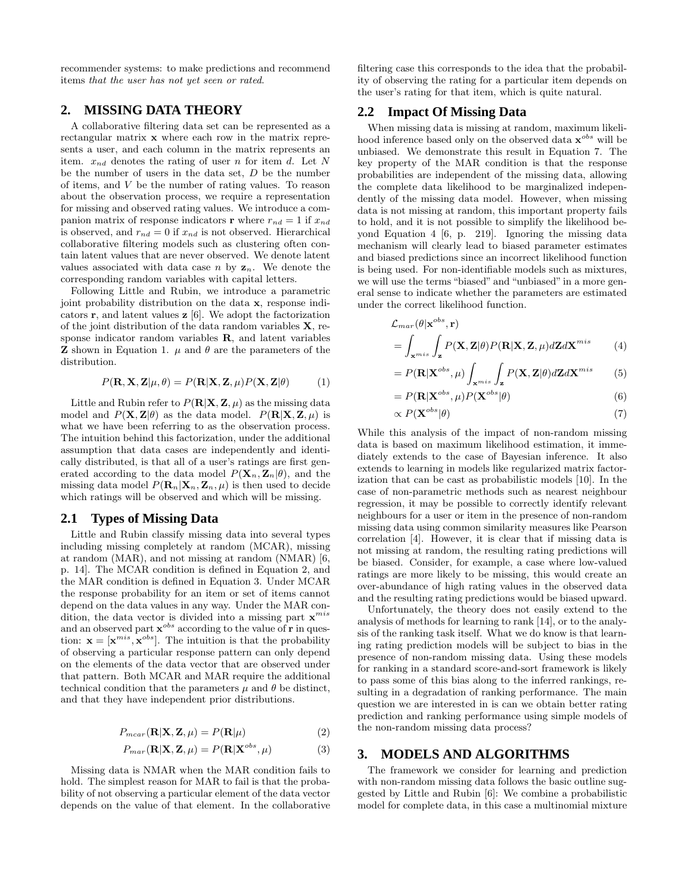recommender systems: to make predictions and recommend items *that the user has not yet seen or rated*.

## 2. MISSING DATA THEORY

A collaborative filtering data set can be represented as a rectangular matrix $\mathbf{x}$ where each row in the matrix represents a user, and each column in the matrix represents an item. $x_{nd}$ denotes the rating of user $n$ for item $d$. Let $N$ be the number of users in the data set, $D$ be the number of items, and $V$ be the number of rating values. To reason about the observation process, we require a representation for missing and observed rating values. We introduce a companion matrix of response indicators $\mathbf{r}$ where $r_{nd} = 1$ if $x_{nd}$ is observed, and $r_{nd} = 0$ if $x_{nd}$ is not observed. Hierarchical collaborative filtering models such as clustering often contain latent values that are never observed. We denote latent values associated with data case $n$ by $\mathbf{z}_n$. We denote the corresponding random variables with capital letters.

Following Little and Rubin, we introduce a parametric joint probability distribution on the data $\mathbf{x}$, response indicators $\mathbf{r}$, and latent values $\mathbf{z}$ [6]. We adopt the factorization of the joint distribution of the data random variables $\mathbf{X}$, response indicator random variables $\mathbf{R}$, and latent variables $\mathbf{Z}$ shown in Equation 1. $\mu$ and $\theta$ are the parameters of the distribution.

$$P(\mathbf{R}, \mathbf{X}, \mathbf{Z}|\mu, \theta) = P(\mathbf{R}|\mathbf{X}, \mathbf{Z}, \mu)P(\mathbf{X}, \mathbf{Z}|\theta) \tag{1}$$

Little and Rubin refer to $P(\mathbf{R}|\mathbf{X}, \mathbf{Z}, \mu)$ as the missing data model and $P(\mathbf{X}, \mathbf{Z}|\theta)$ as the data model. $P(\mathbf{R}|\mathbf{X}, \mathbf{Z}, \mu)$ is what we have been referring to as the observation process. The intuition behind this factorization, under the additional assumption that data cases are independently and identically distributed, is that all of a user's ratings are first generated according to the data model $P(\mathbf{X}_n, \mathbf{Z}_n|\theta)$, and the missing data model $P(\mathbf{R}_n|\mathbf{X}_n, \mathbf{Z}_n, \mu)$ is then used to decide which ratings will be observed and which will be missing.

### 2.1 Types of Missing Data

Little and Rubin classify missing data into several types including missing completely at random (MCAR), missing at random (MAR), and not missing at random (NMAR) [6, p. 14]. The MCAR condition is defined in Equation 2, and the MAR condition is defined in Equation 3. Under MCAR the response probability for an item or set of items cannot depend on the data values in any way. Under the MAR condition, the data vector is divided into a missing part $\mathbf{x}^{mis}$ and an observed part $\mathbf{x}^{obs}$ according to the value of $\mathbf{r}$ in question: $\mathbf{x} = [\mathbf{x}^{mis}, \mathbf{x}^{obs}]$. The intuition is that the probability of observing a particular response pattern can only depend on the elements of the data vector that are observed under that pattern. Both MCAR and MAR require the additional technical condition that the parameters $\mu$ and $\theta$ be distinct, and that they have independent prior distributions.

$$P_{mcar}(\mathbf{R}|\mathbf{X}, \mathbf{Z}, \mu) = P(\mathbf{R}|\mu) \tag{2}$$

$$P_{mar}(\mathbf{R}|\mathbf{X}, \mathbf{Z}, \mu) = P(\mathbf{R}|\mathbf{X}^{obs}, \mu) \tag{3}$$

Missing data is NMAR when the MAR condition fails to hold. The simplest reason for MAR to fail is that the probability of not observing a particular element of the data vector depends on the value of that element. In the collaborative filtering case this corresponds to the idea that the probability of observing the rating for a particular item depends on the user's rating for that item, which is quite natural.

### 2.2 Impact Of Missing Data

When missing data is missing at random, maximum likelihood inference based only on the observed data $\mathbf{x}^{obs}$ will be unbiased. We demonstrate this result in Equation 7. The key property of the MAR condition is that the response probabilities are independent of the missing data, allowing the complete data likelihood to be marginalized independently of the missing data model. However, when missing data is not missing at random, this important property fails to hold, and it is not possible to simplify the likelihood beyond Equation 4 [6, p. 219]. Ignoring the missing data mechanism will clearly lead to biased parameter estimates and biased predictions since an incorrect likelihood function is being used. For non-identifiable models such as mixtures, we will use the terms "biased" and "unbiased" in a more general sense to indicate whether the parameters are estimated under the correct likelihood function.

$$\mathcal{L}_{mar}(\theta|\mathbf{x}^{obs}, \mathbf{r})$$

$$= \int_{\mathbf{x}^{mis}} \int_{\mathbf{z}} P(\mathbf{X}, \mathbf{Z}|\theta)P(\mathbf{R}|\mathbf{X}, \mathbf{Z}, \mu)d\mathbf{Z}d\mathbf{X}^{mis} \tag{4}$$

$$= P(\mathbf{R}|\mathbf{X}^{obs}, \mu) \int_{\mathbf{x}^{mis}} \int_{\mathbf{z}} P(\mathbf{X}, \mathbf{Z}|\theta)d\mathbf{Z}d\mathbf{X}^{mis} \tag{5}$$

$$= P(\mathbf{R}|\mathbf{X}^{obs}, \mu)P(\mathbf{X}^{obs}|\theta) \tag{6}$$

$$\propto P(\mathbf{X}^{obs}|\theta) \tag{7}$$

While this analysis of the impact of non-random missing data is based on maximum likelihood estimation, it immediately extends to the case of Bayesian inference. It also extends to learning in models like regularized matrix factorization that can be cast as probabilistic models [10]. In the case of non-parametric methods such as nearest neighbour regression, it may be possible to correctly identify relevant neighbours for a user or item in the presence of non-random missing data using common similarity measures like Pearson correlation [4]. However, it is clear that if missing data is not missing at random, the resulting rating predictions will be biased. Consider, for example, a case where low-valued ratings are more likely to be missing, this would create an over-abundance of high rating values in the observed data and the resulting rating predictions would be biased upward.

Unfortunately, the theory does not easily extend to the analysis of methods for learning to rank [14], or to the analysis of the ranking task itself. What we do know is that learning rating prediction models will be subject to bias in the presence of non-random missing data. Using these models for ranking in a standard score-and-sort framework is likely to pass some of this bias along to the inferred rankings, resulting in a degradation of ranking performance. The main question we are interested in is can we obtain better rating prediction and ranking performance using simple models of the non-random missing data process?

## 3. MODELS AND ALGORITHMS

The framework we consider for learning and prediction with non-random missing data follows the basic outline suggested by Little and Rubin [6]: We combine a probabilistic model for complete data, in this case a multinomial mixture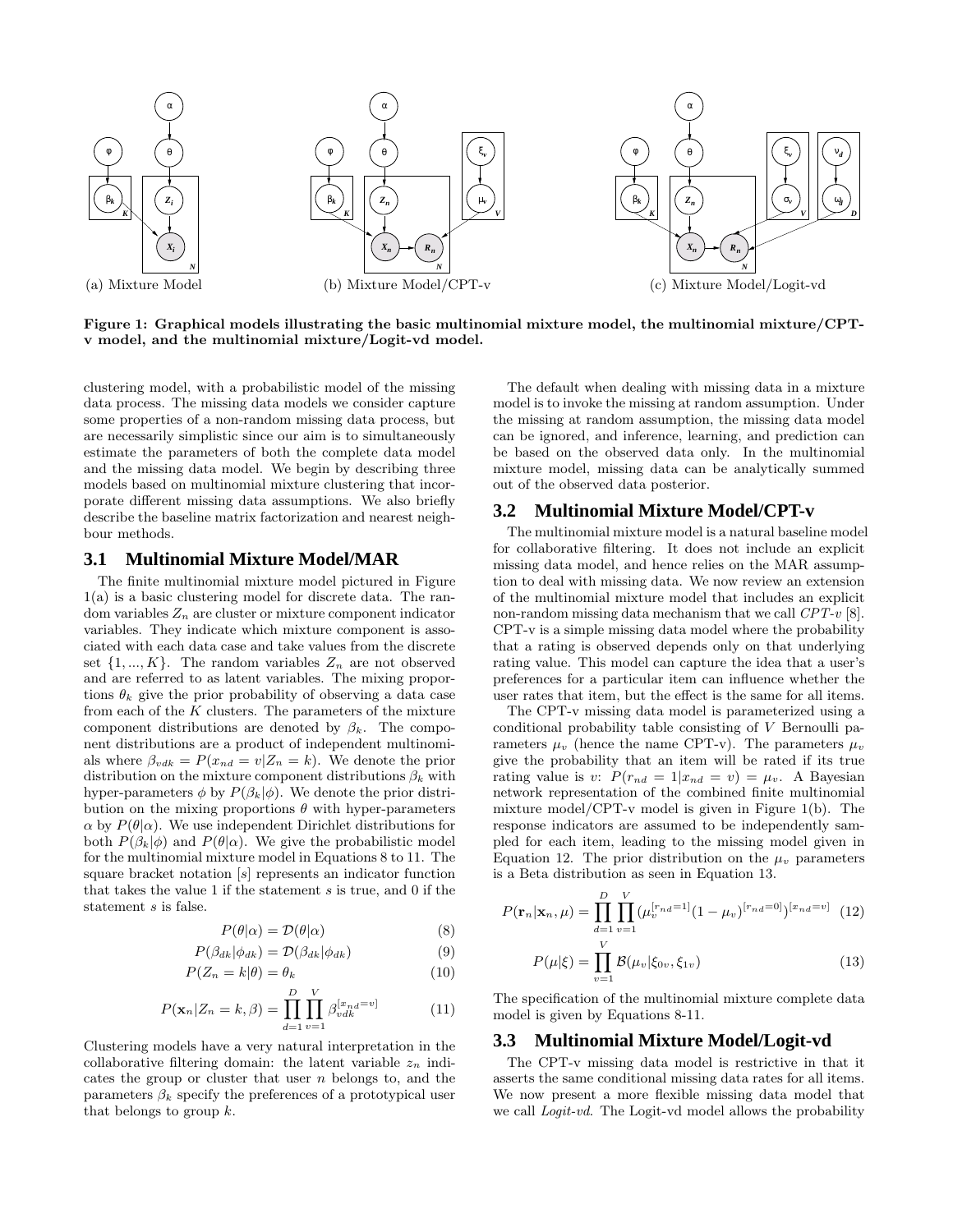(a) Mixture Model

(b) Mixture Model/CPT-v

(c) Mixture Model/Logit-vd

**Figure 1: Graphical models illustrating the basic multinomial mixture model, the multinomial mixture/CPT-v model, and the multinomial mixture/Logit-vd model.**

clustering model, with a probabilistic model of the missing data process. The missing data models we consider capture some properties of a non-random missing data process, but are necessarily simplistic since our aim is to simultaneously estimate the parameters of both the complete data model and the missing data model. We begin by describing three models based on multinomial mixture clustering that incorporate different missing data assumptions. We also briefly describe the baseline matrix factorization and nearest neighbour methods.

## 3.1 Multinomial Mixture Model/MAR

The finite multinomial mixture model pictured in Figure 1(a) is a basic clustering model for discrete data. The random variables $Z_n$ are cluster or mixture component indicator variables. They indicate which mixture component is associated with each data case and take values from the discrete set $\{1, ..., K\}$. The random variables $Z_n$ are not observed and are referred to as latent variables. The mixing proportions $\theta_k$ give the prior probability of observing a data case from each of the $K$ clusters. The parameters of the mixture component distributions are denoted by $\beta_k$. The component distributions are a product of independent multinomials where $\beta_{vdk} = P(x_{nd} = v|Z_n = k)$. We denote the prior distribution on the mixture component distributions $\beta_k$ with hyper-parameters $\phi$ by $P(\beta_k|\phi)$. We denote the prior distribution on the mixing proportions $\theta$ with hyper-parameters $\alpha$ by $P(\theta|\alpha)$. We use independent Dirichlet distributions for both $P(\beta_k|\phi)$ and $P(\theta|\alpha)$. We give the probabilistic model for the multinomial mixture model in Equations 8 to 11. The square bracket notation $[s]$ represents an indicator function that takes the value 1 if the statement $s$ is true, and 0 if the statement $s$ is false.

$$P(\theta|\alpha) = \mathcal{D}(\theta|\alpha) \tag{8}$$

$$P(\beta_{dk}|\phi_{dk}) = \mathcal{D}(\beta_{dk}|\phi_{dk}) \tag{9}$$

$$P(Z_n = k|\theta) = \theta_k \tag{10}$$

$$P(\mathbf{x}_n|Z_n = k, \beta) = \prod_{d=1}^{D}\prod_{v=1}^{V} \beta_{vdk}^{[x_{nd}=v]} \tag{11}$$

Clustering models have a very natural interpretation in the collaborative filtering domain: the latent variable $z_n$ indicates the group or cluster that user $n$ belongs to, and the parameters $\beta_k$ specify the preferences of a prototypical user that belongs to group $k$.

The default when dealing with missing data in a mixture model is to invoke the missing at random assumption. Under the missing at random assumption, the missing data model can be ignored, and inference, learning, and prediction can be based on the observed data only. In the multinomial mixture model, missing data can be analytically summed out of the observed data posterior.

## 3.2 Multinomial Mixture Model/CPT-v

The multinomial mixture model is a natural baseline model for collaborative filtering. It does not include an explicit missing data model, and hence relies on the MAR assumption to deal with missing data. We now review an extension of the multinomial mixture model that includes an explicit non-random missing data mechanism that we call *CPT-v* [8]. CPT-v is a simple missing data model where the probability that a rating is observed depends only on that underlying rating value. This model can capture the idea that a user's preferences for a particular item can influence whether the user rates that item, but the effect is the same for all items.

The CPT-v missing data model is parameterized using a conditional probability table consisting of $V$ Bernoulli parameters $\mu_v$ (hence the name CPT-v). The parameters $\mu_v$ give the probability that an item will be rated if its true rating value is $v$: $P(r_{nd} = 1|x_{nd} = v) = \mu_v$. A Bayesian network representation of the combined finite multinomial mixture model/CPT-v model is given in Figure 1(b). The response indicators are assumed to be independently sampled for each item, leading to the missing model given in Equation 12. The prior distribution on the $\mu_v$ parameters is a Beta distribution as seen in Equation 13.

$$P(\mathbf{r}_n|\mathbf{x}_n, \mu) = \prod_{d=1}^{D}\prod_{v=1}^{V} (\mu_v^{[r_{nd}=1]}(1-\mu_v)^{[r_{nd}=0]})^{[x_{nd}=v]} \tag{12}$$

$$P(\mu|\xi) = \prod_{v=1}^{V} \mathcal{B}(\mu_v|\xi_{0v}, \xi_{1v}) \tag{13}$$

The specification of the multinomial mixture complete data model is given by Equations 8-11.

## 3.3 Multinomial Mixture Model/Logit-vd

The CPT-v missing data model is restrictive in that it asserts the same conditional missing data rates for all items. We now present a more flexible missing data model that we call *Logit-vd*. The Logit-vd model allows the probability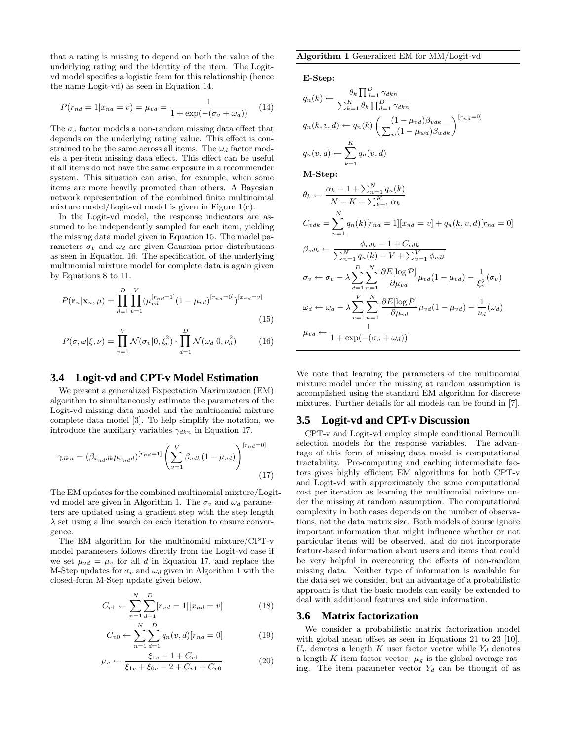that a rating is missing to depend on both the value of the underlying rating and the identity of the item. The Logit-vd model specifies a logistic form for this relationship (hence the name Logit-vd) as seen in Equation 14.

$$P(r_{nd} = 1 | x_{nd} = v) = \mu_{vd} = \frac{1}{1 + \exp(-(\sigma_v + \omega_d))} \quad (14)$$

The $\sigma_v$ factor models a non-random missing data effect that depends on the underlying rating value. This effect is constrained to be the same across all items. The $\omega_d$ factor models a per-item missing data effect. This effect can be useful if all items do not have the same exposure in a recommender system. This situation can arise, for example, when some items are more heavily promoted than others. A Bayesian network representation of the combined finite multinomial mixture model/Logit-vd model is given in Figure 1(c).

In the Logit-vd model, the response indicators are assumed to be independently sampled for each item, yielding the missing data model given in Equation 15. The model parameters $\sigma_v$ and $\omega_d$ are given Gaussian prior distributions as seen in Equation 16. The specification of the underlying multinomial mixture model for complete data is again given by Equations 8 to 11.

$$P(\mathbf{r}_n | \mathbf{x}_n, \mu) = \prod_{d=1}^{D} \prod_{v=1}^{V} (\mu_{vd}^{[r_{nd}=1]} (1 - \mu_{vd})^{[r_{nd}=0]})^{[x_{nd}=v]} \quad (15)$$

$$P(\sigma, \omega | \xi, \nu) = \prod_{v=1}^{V} \mathcal{N}(\sigma_v | 0, \xi_v^2) \cdot \prod_{d=1}^{D} \mathcal{N}(\omega_d | 0, \nu_d^2) \quad (16)$$

## 3.4 Logit-vd and CPT-v Model Estimation

We present a generalized Expectation Maximization (EM) algorithm to simultaneously estimate the parameters of the Logit-vd missing data model and the multinomial mixture complete data model [3]. To help simplify the notation, we introduce the auxiliary variables $\gamma_{dkn}$ in Equation 17.

$$\gamma_{dkn} = (\beta_{x_{nd}dk} \mu_{x_{nd}d})^{[r_{nd}=1]} \left( \sum_{v=1}^{V} \beta_{vdk} (1 - \mu_{vd}) \right)^{[r_{nd}=0]} \quad (17)$$

The EM updates for the combined multinomial mixture/Logit-vd model are given in Algorithm 1. The $\sigma_v$ and $\omega_d$ parameters are updated using a gradient step with the step length $\lambda$ set using a line search on each iteration to ensure convergence.

The EM algorithm for the multinomial mixture/CPT-v model parameters follows directly from the Logit-vd case if we set $\mu_{vd} = \mu_v$ for all $d$ in Equation 17, and replace the M-Step updates for $\sigma_v$ and $\omega_d$ given in Algorithm 1 with the closed-form M-Step update given below.

$$C_{v1} \leftarrow \sum_{n=1}^{N} \sum_{d=1}^{D} [r_{nd} = 1][x_{nd} = v] \quad (18)$$

$$C_{v0} \leftarrow \sum_{n=1}^{N} \sum_{d=1}^{D} q_n(v, d)[r_{nd} = 0] \quad (19)$$

$$\mu_v \leftarrow \frac{\xi_{1v} - 1 + C_{v1}}{\xi_{1v} + \xi_{0v} - 2 + C_{v1} + C_{v0}} \quad (20)$$

**Algorithm 1** Generalized EM for MM/Logit-vd

**E-Step:**

$$q_n(k) \leftarrow \frac{\theta_k \prod_{d=1}^{D} \gamma_{dkn}}{\sum_{k=1}^{K} \theta_k \prod_{d=1}^{D} \gamma_{dkn}}$$

$$q_n(k, v, d) \leftarrow q_n(k) \left( \frac{(1 - \mu_{vd}) \beta_{vdk}}{\sum_w (1 - \mu_{wd}) \beta_{wdk}} \right)^{[r_{nd}=0]}$$

$$q_n(v, d) \leftarrow \sum_{k=1}^{K} q_n(v, d)$$

**M-Step:**

$$\theta_k \leftarrow \frac{\alpha_k - 1 + \sum_{n=1}^{N} q_n(k)}{N - K + \sum_{k=1}^{K} \alpha_k}$$

$$C_{vdk} = \sum_{n=1}^{N} q_n(k)[r_{nd} = 1][x_{nd} = v] + q_n(k, v, d)[r_{nd} = 0]$$

$$\beta_{vdk} \leftarrow \frac{\phi_{vdk} - 1 + C_{vdk}}{\sum_{n=1}^{N} q_n(k) - V + \sum_{v=1}^{V} \phi_{vdk}}$$

$$\sigma_v \leftarrow \sigma_v - \lambda \sum_{d=1}^{D} \sum_{n=1}^{N} \frac{\partial E[\log \mathcal{P}]}{\partial \mu_{vd}} \mu_{vd} (1 - \mu_{vd}) - \frac{1}{\xi_v^2} (\sigma_v)$$

$$\omega_d \leftarrow \omega_d - \lambda \sum_{v=1}^{V} \sum_{n=1}^{N} \frac{\partial E[\log \mathcal{P}]}{\partial \mu_{vd}} \mu_{vd} (1 - \mu_{vd}) - \frac{1}{\nu_d} (\omega_d)$$

$$\mu_{vd} \leftarrow \frac{1}{1 + \exp(-(\sigma_v + \omega_d))}$$

We note that learning the parameters of the multinomial mixture model under the missing at random assumption is accomplished using the standard EM algorithm for discrete mixtures. Further details for all models can be found in [7].

## 3.5 Logit-vd and CPT-v Discussion

CPT-v and Logit-vd employ simple conditional Bernoulli selection models for the response variables. The advantage of this form of missing data model is computational tractability. Pre-computing and caching intermediate factors gives highly efficient EM algorithms for both CPT-v and Logit-vd with approximately the same computational cost per iteration as learning the multinomial mixture under the missing at random assumption. The computational complexity in both cases depends on the number of observations, not the data matrix size. Both models of course ignore important information that might influence whether or not particular items will be observed, and do not incorporate feature-based information about users and items that could be very helpful in overcoming the effects of non-random missing data. Neither type of information is available for the data set we consider, but an advantage of a probabilistic approach is that the basic models can easily be extended to deal with additional features and side information.

## 3.6 Matrix factorization

We consider a probabilistic matrix factorization model with global mean offset as seen in Equations 21 to 23 [10]. $U_n$ denotes a length $K$ user factor vector while $Y_d$ denotes a length $K$ item factor vector. $\mu_g$ is the global average rating. The item parameter vector $Y_d$ can be thought of as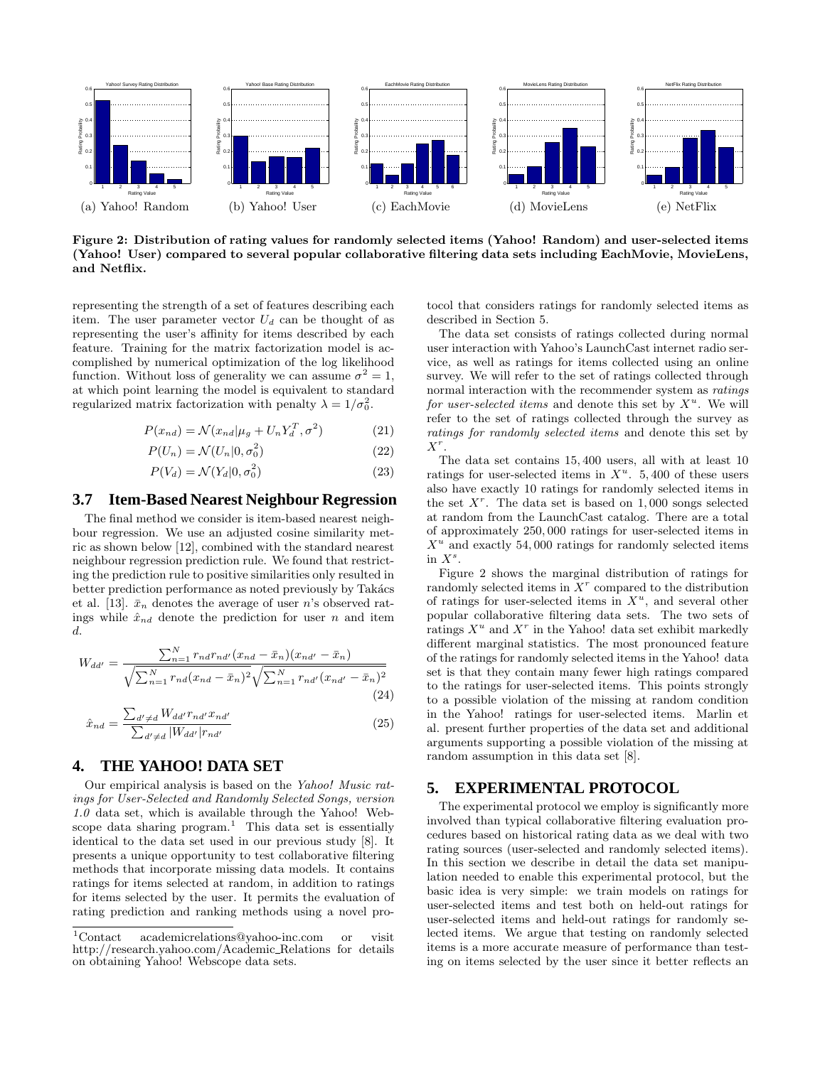(a) Yahoo! Random (b) Yahoo! User (c) EachMovie (d) MovieLens (e) NetFlix

**Figure 2: Distribution of rating values for randomly selected items (Yahoo! Random) and user-selected items (Yahoo! User) compared to several popular collaborative filtering data sets including EachMovie, MovieLens, and Netflix.**

representing the strength of a set of features describing each item. The user parameter vector $U_d$ can be thought of as representing the user's affinity for items described by each feature. Training for the matrix factorization model is accomplished by numerical optimization of the log likelihood function. Without loss of generality we can assume $\sigma^2 = 1$, at which point learning the model is equivalent to standard regularized matrix factorization with penalty $\lambda = 1/\sigma_0^2$.

$$P(x_{nd}) = \mathcal{N}(x_{nd}|\mu_g + U_n Y_d^T, \sigma^2) \tag{21}$$

$$P(U_n) = \mathcal{N}(U_n|0, \sigma_0^2) \tag{22}$$

$$P(V_d) = \mathcal{N}(Y_d|0, \sigma_0^2) \tag{23}$$

### 3.7 Item-Based Nearest Neighbour Regression

The final method we consider is item-based nearest neighbour regression. We use an adjusted cosine similarity metric as shown below [12], combined with the standard nearest neighbour regression prediction rule. We found that restricting the prediction rule to positive similarities only resulted in better prediction performance as noted previously by Takács et al. [13]. $\bar{x}_n$ denotes the average of user $n$'s observed ratings while $\hat{x}_{nd}$ denote the prediction for user $n$ and item $d$.

$$W_{dd'} = \frac{\sum_{n=1}^{N} r_{nd} r_{nd'} (x_{nd} - \bar{x}_n)(x_{nd'} - \bar{x}_n)}{\sqrt{\sum_{n=1}^{N} r_{nd}(x_{nd} - \bar{x}_n)^2}\sqrt{\sum_{n=1}^{N} r_{nd'}(x_{nd'} - \bar{x}_n)^2}} \tag{24}$$

$$\hat{x}_{nd} = \frac{\sum_{d' \neq d} W_{dd'} r_{nd'} x_{nd'}}{\sum_{d' \neq d} |W_{dd'}| r_{nd'}} \tag{25}$$

## 4. THE YAHOO! DATA SET

Our empirical analysis is based on the *Yahoo! Music ratings for User-Selected and Randomly Selected Songs, version 1.0* data set, which is available through the Yahoo! Webscope data sharing program.[1] This data set is essentially identical to the data set used in our previous study [8]. It presents a unique opportunity to test collaborative filtering methods that incorporate missing data models. It contains ratings for items selected at random, in addition to ratings for items selected by the user. It permits the evaluation of rating prediction and ranking methods using a novel protocol that considers ratings for randomly selected items as described in Section 5.

The data set consists of ratings collected during normal user interaction with Yahoo's LaunchCast internet radio service, as well as ratings for items collected using an online survey. We will refer to the set of ratings collected through normal interaction with the recommender system as *ratings for user-selected items* and denote this set by $X^u$. We will refer to the set of ratings collected through the survey as *ratings for randomly selected items* and denote this set by $X^r$.

The data set contains 15,400 users, all with at least 10 ratings for user-selected items in $X^u$. 5,400 of these users also have exactly 10 ratings for randomly selected items in the set $X^r$. The data set is based on 1,000 songs selected at random from the LaunchCast catalog. There are a total of approximately 250,000 ratings for user-selected items in $X^u$ and exactly 54,000 ratings for randomly selected items in $X^s$.

Figure 2 shows the marginal distribution of ratings for randomly selected items in $X^r$ compared to the distribution of ratings for user-selected items in $X^u$, and several other popular collaborative filtering data sets. The two sets of ratings $X^u$ and $X^r$ in the Yahoo! data set exhibit markedly different marginal statistics. The most pronounced feature of the ratings for randomly selected items in the Yahoo! data set is that they contain many fewer high ratings compared to the ratings for user-selected items. This points strongly to a possible violation of the missing at random condition in the Yahoo! ratings for user-selected items. Marlin et al. present further properties of the data set and additional arguments supporting a possible violation of the missing at random assumption in this data set [8].

## 5. EXPERIMENTAL PROTOCOL

The experimental protocol we employ is significantly more involved than typical collaborative filtering evaluation procedures based on historical rating data as we deal with two rating sources (user-selected and randomly selected items). In this section we describe in detail the data set manipulation needed to enable this experimental protocol, but the basic idea is very simple: we train models on ratings for user-selected items and test both on held-out ratings for user-selected items and held-out ratings for randomly selected items. We argue that testing on randomly selected items is a more accurate measure of performance than testing on items selected by the user since it better reflects an

[1]Contact academicrelations@yahoo-inc.com or visit http://research.yahoo.com/Academic_Relations for details on obtaining Yahoo! Webscope data sets.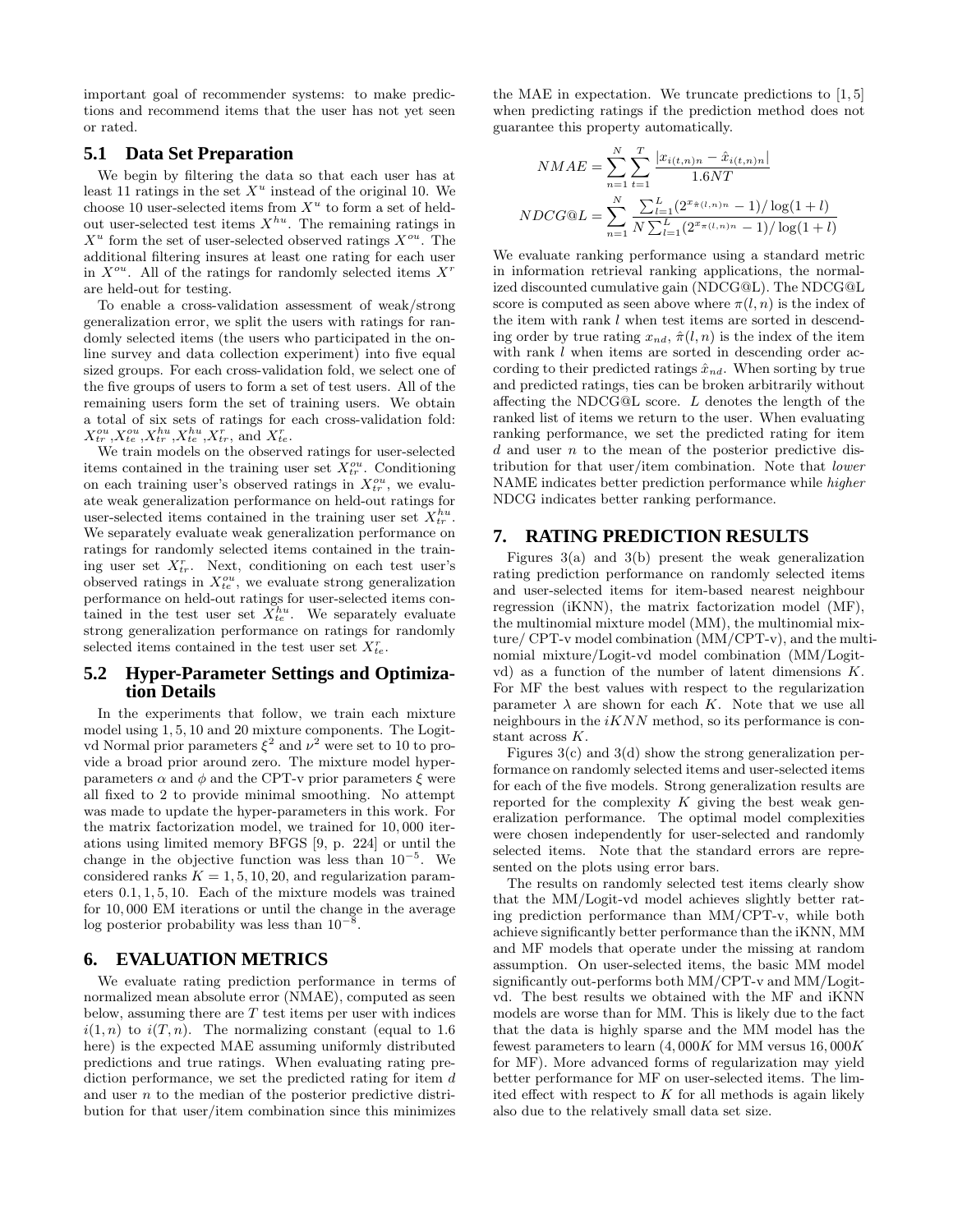important goal of recommender systems: to make predictions and recommend items that the user has not yet seen or rated.

### 5.1 Data Set Preparation

We begin by filtering the data so that each user has at least 11 ratings in the set $X^u$ instead of the original 10. We choose 10 user-selected items from $X^u$ to form a set of held-out user-selected test items $X^{hu}$. The remaining ratings in $X^u$ form the set of user-selected observed ratings $X^{ou}$. The additional filtering insures at least one rating for each user in $X^{ou}$. All of the ratings for randomly selected items $X^r$ are held-out for testing.

To enable a cross-validation assessment of weak/strong generalization error, we split the users with ratings for randomly selected items (the users who participated in the online survey and data collection experiment) into five equal sized groups. For each cross-validation fold, we select one of the five groups of users to form a set of test users. All of the remaining users form the set of training users. We obtain a total of six sets of ratings for each cross-validation fold: $X^{ou}_{tr}$,$X^{ou}_{te}$,$X^{hu}_{tr}$,$X^{hu}_{te}$,$X^{r}_{tr}$, and $X^{r}_{te}$.

We train models on the observed ratings for user-selected items contained in the training user set $X^{ou}_{tr}$. Conditioning on each training user's observed ratings in $X^{ou}_{tr}$, we evaluate weak generalization performance on held-out ratings for user-selected items contained in the training user set $X^{hu}_{tr}$. We separately evaluate weak generalization performance on ratings for randomly selected items contained in the training user set $X^{r}_{tr}$. Next, conditioning on each test user's observed ratings in $X^{ou}_{te}$, we evaluate strong generalization performance on held-out ratings for user-selected items contained in the test user set $X^{hu}_{te}$. We separately evaluate strong generalization performance on ratings for randomly selected items contained in the test user set $X^{r}_{te}$.

### 5.2 Hyper-Parameter Settings and Optimization Details

In the experiments that follow, we train each mixture model using 1, 5, 10 and 20 mixture components. The Logit-vd Normal prior parameters $\xi^2$ and $\nu^2$ were set to 10 to provide a broad prior around zero. The mixture model hyper-parameters $\alpha$ and $\phi$ and the CPT-v prior parameters $\xi$ were all fixed to 2 to provide minimal smoothing. No attempt was made to update the hyper-parameters in this work. For the matrix factorization model, we trained for 10,000 iterations using limited memory BFGS [9, p. 224] or until the change in the objective function was less than $10^{-5}$. We considered ranks $K = 1, 5, 10, 20$, and regularization parameters 0.1, 1, 5, 10. Each of the mixture models was trained for 10,000 EM iterations or until the change in the average log posterior probability was less than $10^{-8}$.

## 6. EVALUATION METRICS

We evaluate rating prediction performance in terms of normalized mean absolute error (NMAE), computed as seen below, assuming there are $T$ test items per user with indices $i(1,n)$ to $i(T,n)$. The normalizing constant (equal to 1.6 here) is the expected MAE assuming uniformly distributed predictions and true ratings. When evaluating rating prediction performance, we set the predicted rating for item $d$ and user $n$ to the median of the posterior predictive distribution for that user/item combination since this minimizes the MAE in expectation. We truncate predictions to $[1,5]$ when predicting ratings if the prediction method does not guarantee this property automatically.

$$NMAE = \sum_{n=1}^{N}\sum_{t=1}^{T}\frac{|x_{i(t,n)n} - \hat{x}_{i(t,n)n}|}{1.6NT}$$

$$NDCG@L = \sum_{n=1}^{N}\frac{\sum_{l=1}^{L}(2^{x_{\hat{\pi}(l,n)n}}-1)/\log(1+l)}{N\sum_{l=1}^{L}(2^{x_{\pi(l,n)n}}-1)/\log(1+l)}$$

We evaluate ranking performance using a standard metric in information retrieval ranking applications, the normalized discounted cumulative gain (NDCG@L). The NDCG@L score is computed as seen above where $\pi(l,n)$ is the index of the item with rank $l$ when test items are sorted in descending order by true rating $x_{nd}$, $\hat{\pi}(l,n)$ is the index of the item with rank $l$ when items are sorted in descending order according to their predicted ratings $\hat{x}_{nd}$. When sorting by true and predicted ratings, ties can be broken arbitrarily without affecting the NDCG@L score. $L$ denotes the length of the ranked list of items we return to the user. When evaluating ranking performance, we set the predicted rating for item $d$ and user $n$ to the mean of the posterior predictive distribution for that user/item combination. Note that *lower* NAME indicates better prediction performance while *higher* NDCG indicates better ranking performance.

## 7. RATING PREDICTION RESULTS

Figures 3(a) and 3(b) present the weak generalization rating prediction performance on randomly selected items and user-selected items for item-based nearest neighbour regression (iKNN), the matrix factorization model (MF), the multinomial mixture model (MM), the multinomial mixture/ CPT-v model combination (MM/CPT-v), and the multinomial mixture/Logit-vd model combination (MM/Logit-vd) as a function of the number of latent dimensions $K$. For MF the best values with respect to the regularization parameter $\lambda$ are shown for each $K$. Note that we use all neighbours in the $iKNN$ method, so its performance is constant across $K$.

Figures 3(c) and 3(d) show the strong generalization performance on randomly selected items and user-selected items for each of the five models. Strong generalization results are reported for the complexity $K$ giving the best weak generalization performance. The optimal model complexities were chosen independently for user-selected and randomly selected items. Note that the standard errors are represented on the plots using error bars.

The results on randomly selected test items clearly show that the MM/Logit-vd model achieves slightly better rating prediction performance than MM/CPT-v, while both achieve significantly better performance than the iKNN, MM and MF models that operate under the missing at random assumption. On user-selected items, the basic MM model significantly out-performs both MM/CPT-v and MM/Logit-vd. The best results we obtained with the MF and iKNN models are worse than for MM. This is likely due to the fact that the data is highly sparse and the MM model has the fewest parameters to learn ($4,000K$ for MM versus $16,000K$ for MF). More advanced forms of regularization may yield better performance for MF on user-selected items. The limited effect with respect to $K$ for all methods is again likely also due to the relatively small data set size.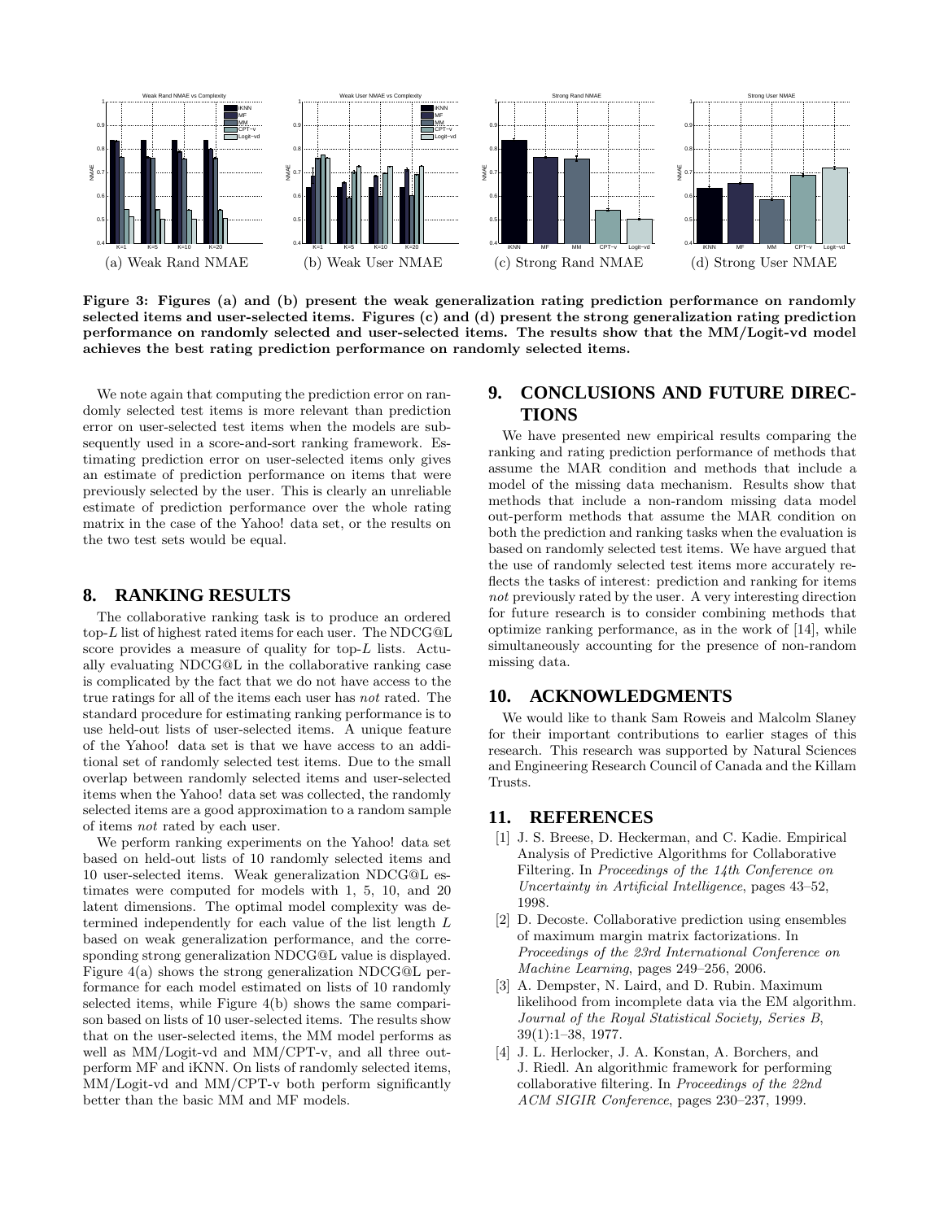(a) Weak Rand NMAE (b) Weak User NMAE (c) Strong Rand NMAE (d) Strong User NMAE

**Figure 3: Figures (a) and (b) present the weak generalization rating prediction performance on randomly selected items and user-selected items. Figures (c) and (d) present the strong generalization rating prediction performance on randomly selected and user-selected items. The results show that the MM/Logit-vd model achieves the best rating prediction performance on randomly selected items.**

We note again that computing the prediction error on randomly selected test items is more relevant than prediction error on user-selected test items when the models are subsequently used in a score-and-sort ranking framework. Estimating prediction error on user-selected items only gives an estimate of prediction performance on items that were previously selected by the user. This is clearly an unreliable estimate of prediction performance over the whole rating matrix in the case of the Yahoo! data set, or the results on the two test sets would be equal.

## 8. RANKING RESULTS

The collaborative ranking task is to produce an ordered top-$L$ list of highest rated items for each user. The NDCG@L score provides a measure of quality for top-$L$ lists. Actually evaluating NDCG@L in the collaborative ranking case is complicated by the fact that we do not have access to the true ratings for all of the items each user has *not* rated. The standard procedure for estimating ranking performance is to use held-out lists of user-selected items. A unique feature of the Yahoo! data set is that we have access to an additional set of randomly selected test items. Due to the small overlap between randomly selected items and user-selected items when the Yahoo! data set was collected, the randomly selected items are a good approximation to a random sample of items *not* rated by each user.

We perform ranking experiments on the Yahoo! data set based on held-out lists of 10 randomly selected items and 10 user-selected items. Weak generalization NDCG@L estimates were computed for models with 1, 5, 10, and 20 latent dimensions. The optimal model complexity was determined independently for each value of the list length $L$ based on weak generalization performance, and the corresponding strong generalization NDCG@L value is displayed. Figure 4(a) shows the strong generalization NDCG@L performance for each model estimated on lists of 10 randomly selected items, while Figure 4(b) shows the same comparison based on lists of 10 user-selected items. The results show that on the user-selected items, the MM model performs as well as MM/Logit-vd and MM/CPT-v, and all three outperform MF and iKNN. On lists of randomly selected items, MM/Logit-vd and MM/CPT-v both perform significantly better than the basic MM and MF models.

## 9. CONCLUSIONS AND FUTURE DIRECTIONS

We have presented new empirical results comparing the ranking and rating prediction performance of methods that assume the MAR condition and methods that include a model of the missing data mechanism. Results show that methods that include a non-random missing data model out-perform methods that assume the MAR condition on both the prediction and ranking tasks when the evaluation is based on randomly selected test items. We have argued that the use of randomly selected test items more accurately reflects the tasks of interest: prediction and ranking for items *not* previously rated by the user. A very interesting direction for future research is to consider combining methods that optimize ranking performance, as in the work of [14], while simultaneously accounting for the presence of non-random missing data.

## 10. ACKNOWLEDGMENTS

We would like to thank Sam Roweis and Malcolm Slaney for their important contributions to earlier stages of this research. This research was supported by Natural Sciences and Engineering Research Council of Canada and the Killam Trusts.

## 11. REFERENCES

[1] J. S. Breese, D. Heckerman, and C. Kadie. Empirical Analysis of Predictive Algorithms for Collaborative Filtering. In *Proceedings of the 14th Conference on Uncertainty in Artificial Intelligence*, pages 43–52, 1998.

[2] D. Decoste. Collaborative prediction using ensembles of maximum margin matrix factorizations. In *Proceedings of the 23rd International Conference on Machine Learning*, pages 249–256, 2006.

[3] A. Dempster, N. Laird, and D. Rubin. Maximum likelihood from incomplete data via the EM algorithm. *Journal of the Royal Statistical Society, Series B*, 39(1):1–38, 1977.

[4] J. L. Herlocker, J. A. Konstan, A. Borchers, and J. Riedl. An algorithmic framework for performing collaborative filtering. In *Proceedings of the 22nd ACM SIGIR Conference*, pages 230–237, 1999.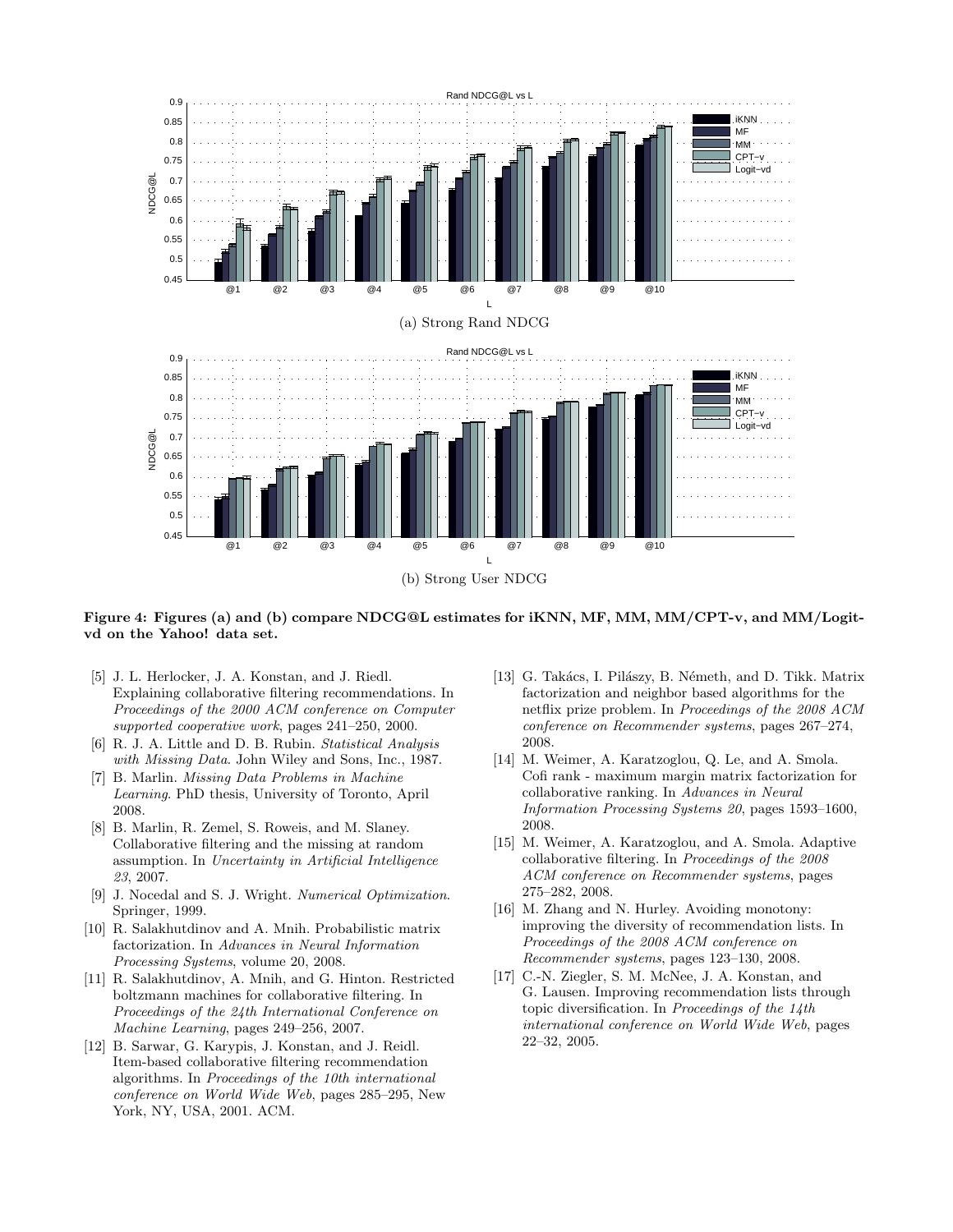Rand NDCG@L vs L

0.9
0.85
0.8
0.75
0.7
0.65
0.6
0.55
0.5
0.45

NDCG@L

@1 @2 @3 @4 @5 @6 @7 @8 @9 @10

L

iKNN
MF
MM
CPT−v
Logit−vd

(a) Strong Rand NDCG

Rand NDCG@L vs L

0.9
0.85
0.8
0.75
0.7
0.65
0.6
0.55
0.5
0.45

NDCG@L

@1 @2 @3 @4 @5 @6 @7 @8 @9 @10

L

iKNN
MF
MM
CPT−v
Logit−vd

(b) Strong User NDCG

**Figure 4: Figures (a) and (b) compare NDCG@L estimates for iKNN, MF, MM, MM/CPT-v, and MM/Logit-vd on the Yahoo! data set.**

[5] J. L. Herlocker, J. A. Konstan, and J. Riedl. Explaining collaborative filtering recommendations. In *Proceedings of the 2000 ACM conference on Computer supported cooperative work*, pages 241–250, 2000.

[6] R. J. A. Little and D. B. Rubin. *Statistical Analysis with Missing Data*. John Wiley and Sons, Inc., 1987.

[7] B. Marlin. *Missing Data Problems in Machine Learning*. PhD thesis, University of Toronto, April 2008.

[8] B. Marlin, R. Zemel, S. Roweis, and M. Slaney. Collaborative filtering and the missing at random assumption. In *Uncertainty in Artificial Intelligence 23*, 2007.

[9] J. Nocedal and S. J. Wright. *Numerical Optimization*. Springer, 1999.

[10] R. Salakhutdinov and A. Mnih. Probabilistic matrix factorization. In *Advances in Neural Information Processing Systems*, volume 20, 2008.

[11] R. Salakhutdinov, A. Mnih, and G. Hinton. Restricted boltzmann machines for collaborative filtering. In *Proceedings of the 24th International Conference on Machine Learning*, pages 249–256, 2007.

[12] B. Sarwar, G. Karypis, J. Konstan, and J. Reidl. Item-based collaborative filtering recommendation algorithms. In *Proceedings of the 10th international conference on World Wide Web*, pages 285–295, New York, NY, USA, 2001. ACM.

[13] G. Takács, I. Pilászy, B. Németh, and D. Tikk. Matrix factorization and neighbor based algorithms for the netflix prize problem. In *Proceedings of the 2008 ACM conference on Recommender systems*, pages 267–274, 2008.

[14] M. Weimer, A. Karatzoglou, Q. Le, and A. Smola. Cofi rank - maximum margin matrix factorization for collaborative ranking. In *Advances in Neural Information Processing Systems 20*, pages 1593–1600, 2008.

[15] M. Weimer, A. Karatzoglou, and A. Smola. Adaptive collaborative filtering. In *Proceedings of the 2008 ACM conference on Recommender systems*, pages 275–282, 2008.

[16] M. Zhang and N. Hurley. Avoiding monotony: improving the diversity of recommendation lists. In *Proceedings of the 2008 ACM conference on Recommender systems*, pages 123–130, 2008.

[17] C.-N. Ziegler, S. M. McNee, J. A. Konstan, and G. Lausen. Improving recommendation lists through topic diversification. In *Proceedings of the 14th international conference on World Wide Web*, pages 22–32, 2005.